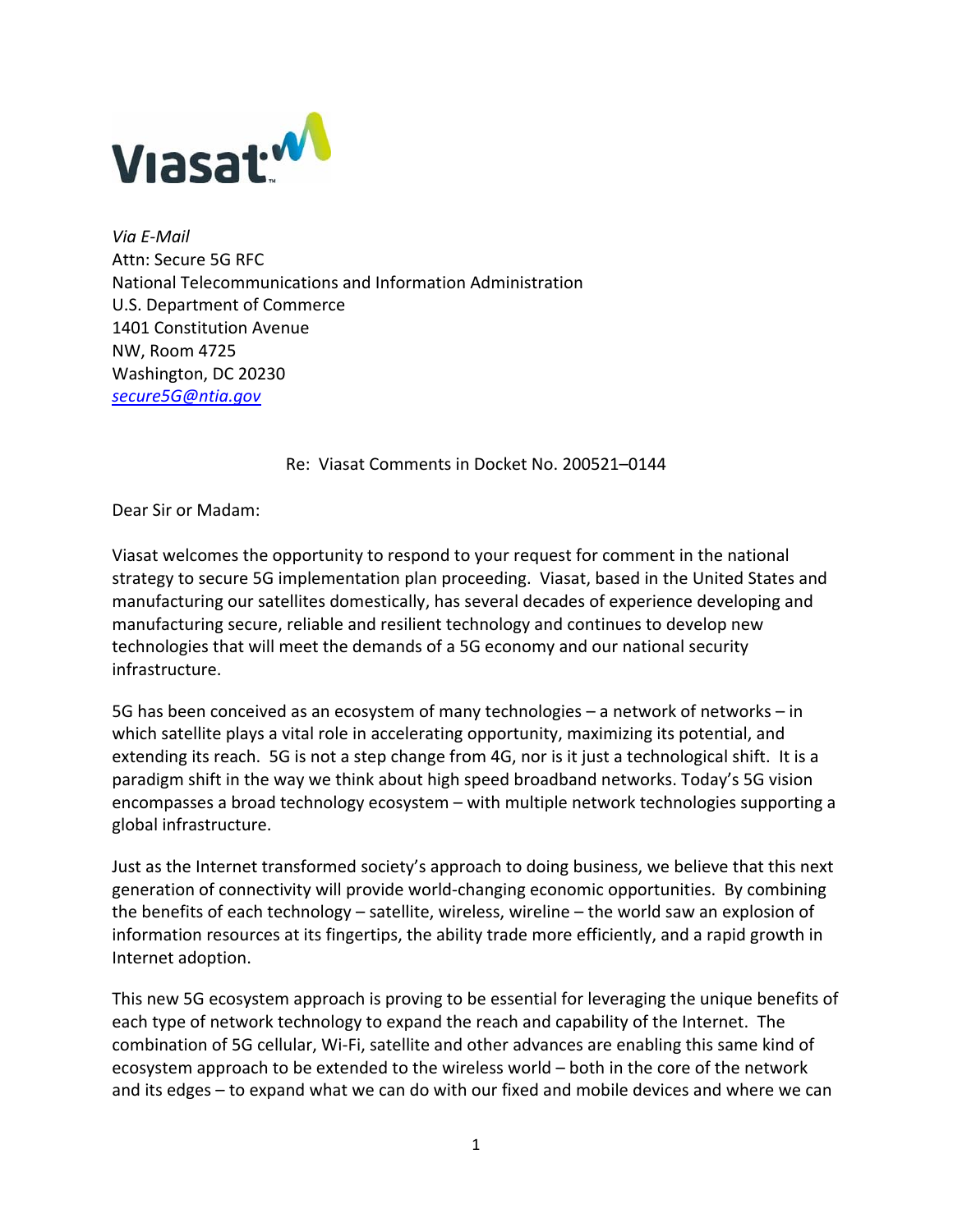Viasat

*Via E-Mail*
Attn: Secure 5G RFC
National Telecommunications and Information Administration
U.S. Department of Commerce
1401 Constitution Avenue
NW, Room 4725
Washington, DC 20230
*secure5G@ntia.gov*

Re: Viasat Comments in Docket No. 200521–0144

Dear Sir or Madam:

Viasat welcomes the opportunity to respond to your request for comment in the national strategy to secure 5G implementation plan proceeding. Viasat, based in the United States and manufacturing our satellites domestically, has several decades of experience developing and manufacturing secure, reliable and resilient technology and continues to develop new technologies that will meet the demands of a 5G economy and our national security infrastructure.

5G has been conceived as an ecosystem of many technologies – a network of networks – in which satellite plays a vital role in accelerating opportunity, maximizing its potential, and extending its reach. 5G is not a step change from 4G, nor is it just a technological shift. It is a paradigm shift in the way we think about high speed broadband networks. Today's 5G vision encompasses a broad technology ecosystem – with multiple network technologies supporting a global infrastructure.

Just as the Internet transformed society's approach to doing business, we believe that this next generation of connectivity will provide world-changing economic opportunities. By combining the benefits of each technology – satellite, wireless, wireline – the world saw an explosion of information resources at its fingertips, the ability trade more efficiently, and a rapid growth in Internet adoption.

This new 5G ecosystem approach is proving to be essential for leveraging the unique benefits of each type of network technology to expand the reach and capability of the Internet. The combination of 5G cellular, Wi-Fi, satellite and other advances are enabling this same kind of ecosystem approach to be extended to the wireless world – both in the core of the network and its edges – to expand what we can do with our fixed and mobile devices and where we can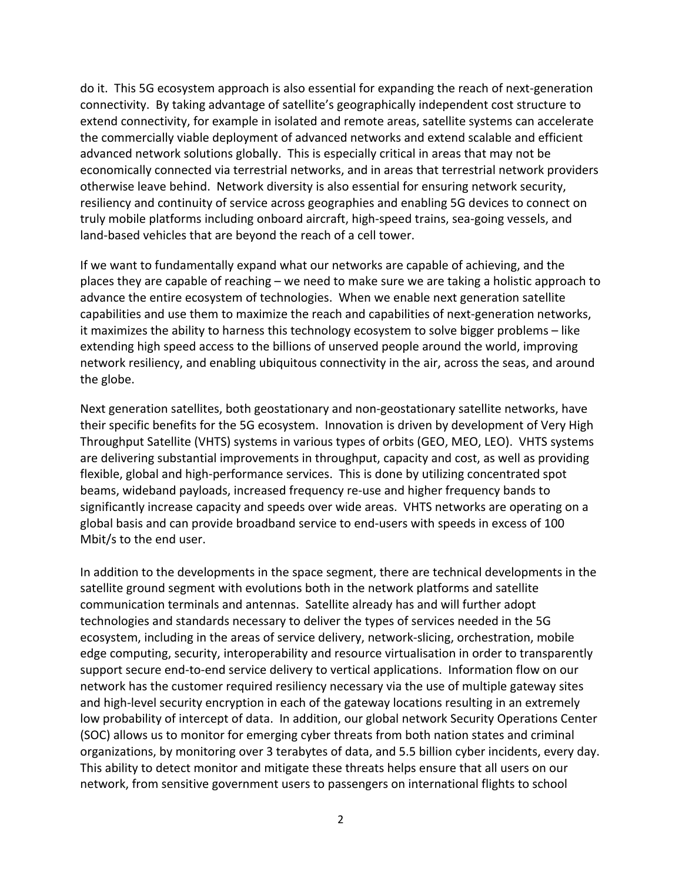do it. This 5G ecosystem approach is also essential for expanding the reach of next-generation connectivity. By taking advantage of satellite's geographically independent cost structure to extend connectivity, for example in isolated and remote areas, satellite systems can accelerate the commercially viable deployment of advanced networks and extend scalable and efficient advanced network solutions globally. This is especially critical in areas that may not be economically connected via terrestrial networks, and in areas that terrestrial network providers otherwise leave behind. Network diversity is also essential for ensuring network security, resiliency and continuity of service across geographies and enabling 5G devices to connect on truly mobile platforms including onboard aircraft, high-speed trains, sea-going vessels, and land-based vehicles that are beyond the reach of a cell tower.

If we want to fundamentally expand what our networks are capable of achieving, and the places they are capable of reaching – we need to make sure we are taking a holistic approach to advance the entire ecosystem of technologies. When we enable next generation satellite capabilities and use them to maximize the reach and capabilities of next-generation networks, it maximizes the ability to harness this technology ecosystem to solve bigger problems – like extending high speed access to the billions of unserved people around the world, improving network resiliency, and enabling ubiquitous connectivity in the air, across the seas, and around the globe.

Next generation satellites, both geostationary and non-geostationary satellite networks, have their specific benefits for the 5G ecosystem. Innovation is driven by development of Very High Throughput Satellite (VHTS) systems in various types of orbits (GEO, MEO, LEO). VHTS systems are delivering substantial improvements in throughput, capacity and cost, as well as providing flexible, global and high-performance services. This is done by utilizing concentrated spot beams, wideband payloads, increased frequency re-use and higher frequency bands to significantly increase capacity and speeds over wide areas. VHTS networks are operating on a global basis and can provide broadband service to end-users with speeds in excess of 100 Mbit/s to the end user.

In addition to the developments in the space segment, there are technical developments in the satellite ground segment with evolutions both in the network platforms and satellite communication terminals and antennas. Satellite already has and will further adopt technologies and standards necessary to deliver the types of services needed in the 5G ecosystem, including in the areas of service delivery, network-slicing, orchestration, mobile edge computing, security, interoperability and resource virtualisation in order to transparently support secure end-to-end service delivery to vertical applications. Information flow on our network has the customer required resiliency necessary via the use of multiple gateway sites and high-level security encryption in each of the gateway locations resulting in an extremely low probability of intercept of data. In addition, our global network Security Operations Center (SOC) allows us to monitor for emerging cyber threats from both nation states and criminal organizations, by monitoring over 3 terabytes of data, and 5.5 billion cyber incidents, every day. This ability to detect monitor and mitigate these threats helps ensure that all users on our network, from sensitive government users to passengers on international flights to school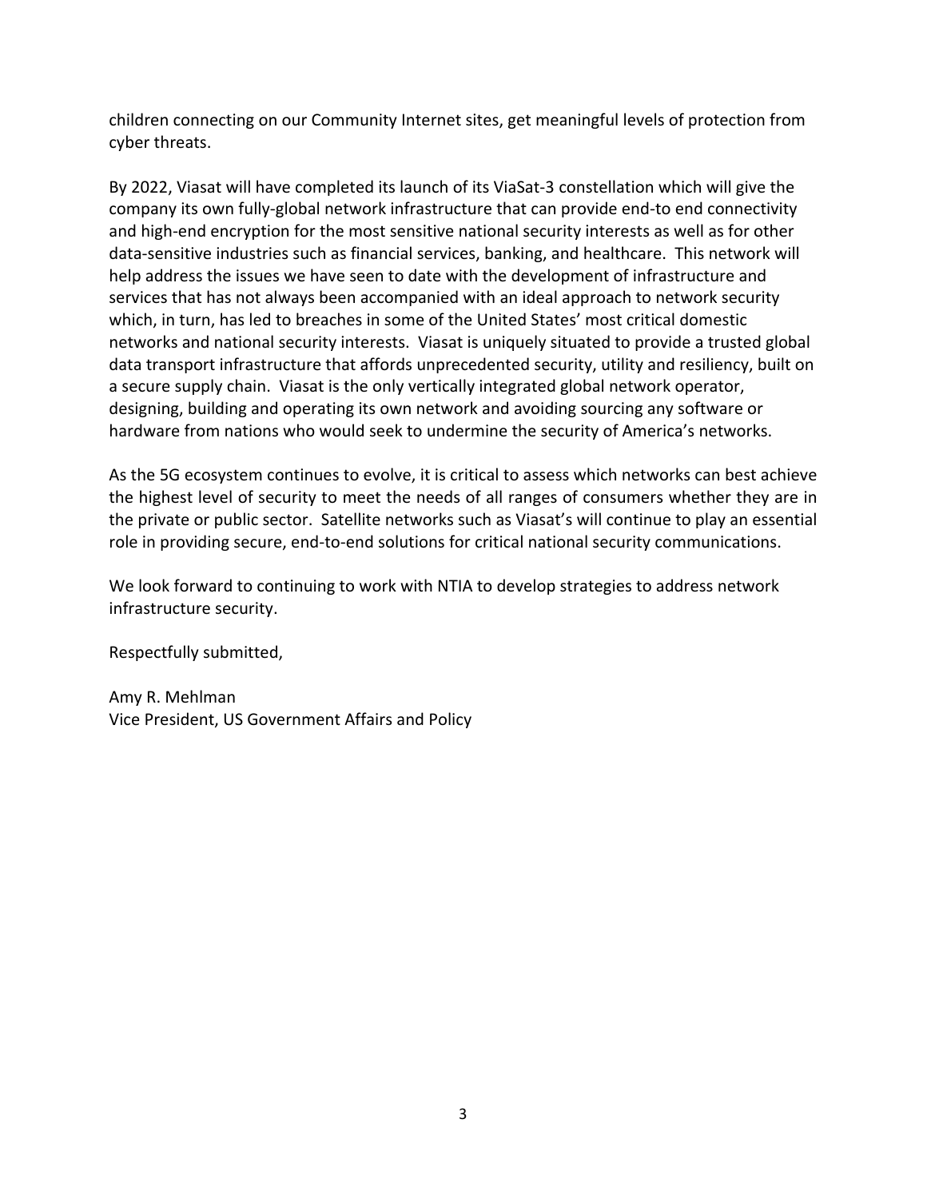children connecting on our Community Internet sites, get meaningful levels of protection from cyber threats.

By 2022, Viasat will have completed its launch of its ViaSat-3 constellation which will give the company its own fully-global network infrastructure that can provide end-to end connectivity and high-end encryption for the most sensitive national security interests as well as for other data-sensitive industries such as financial services, banking, and healthcare. This network will help address the issues we have seen to date with the development of infrastructure and services that has not always been accompanied with an ideal approach to network security which, in turn, has led to breaches in some of the United States' most critical domestic networks and national security interests. Viasat is uniquely situated to provide a trusted global data transport infrastructure that affords unprecedented security, utility and resiliency, built on a secure supply chain. Viasat is the only vertically integrated global network operator, designing, building and operating its own network and avoiding sourcing any software or hardware from nations who would seek to undermine the security of America's networks.

As the 5G ecosystem continues to evolve, it is critical to assess which networks can best achieve the highest level of security to meet the needs of all ranges of consumers whether they are in the private or public sector. Satellite networks such as Viasat's will continue to play an essential role in providing secure, end-to-end solutions for critical national security communications.

We look forward to continuing to work with NTIA to develop strategies to address network infrastructure security.

Respectfully submitted,

Amy R. Mehlman
Vice President, US Government Affairs and Policy